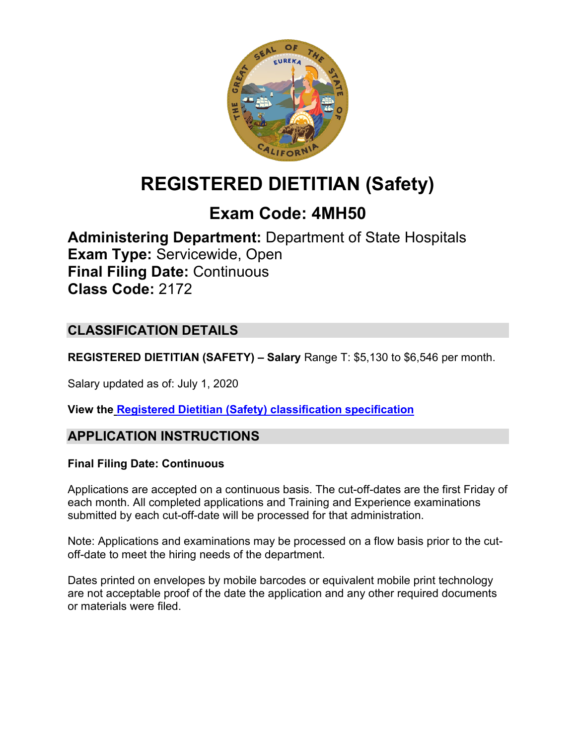# REGISTERED DIETITIAN (Safety)

## Exam Code: 4MH50

**Administering Department:** Department of State Hospitals
**Exam Type:** Servicewide, Open
**Final Filing Date:** Continuous
**Class Code:** 2172

## CLASSIFICATION DETAILS

**REGISTERED DIETITIAN (SAFETY) – Salary** Range T: $5,130 to $6,546 per month.

Salary updated as of: July 1, 2020

**View the Registered Dietitian (Safety) classification specification**

## APPLICATION INSTRUCTIONS

**Final Filing Date: Continuous**

Applications are accepted on a continuous basis. The cut-off-dates are the first Friday of each month. All completed applications and Training and Experience examinations submitted by each cut-off-date will be processed for that administration.

Note: Applications and examinations may be processed on a flow basis prior to the cut-off-date to meet the hiring needs of the department.

Dates printed on envelopes by mobile barcodes or equivalent mobile print technology are not acceptable proof of the date the application and any other required documents or materials were filed.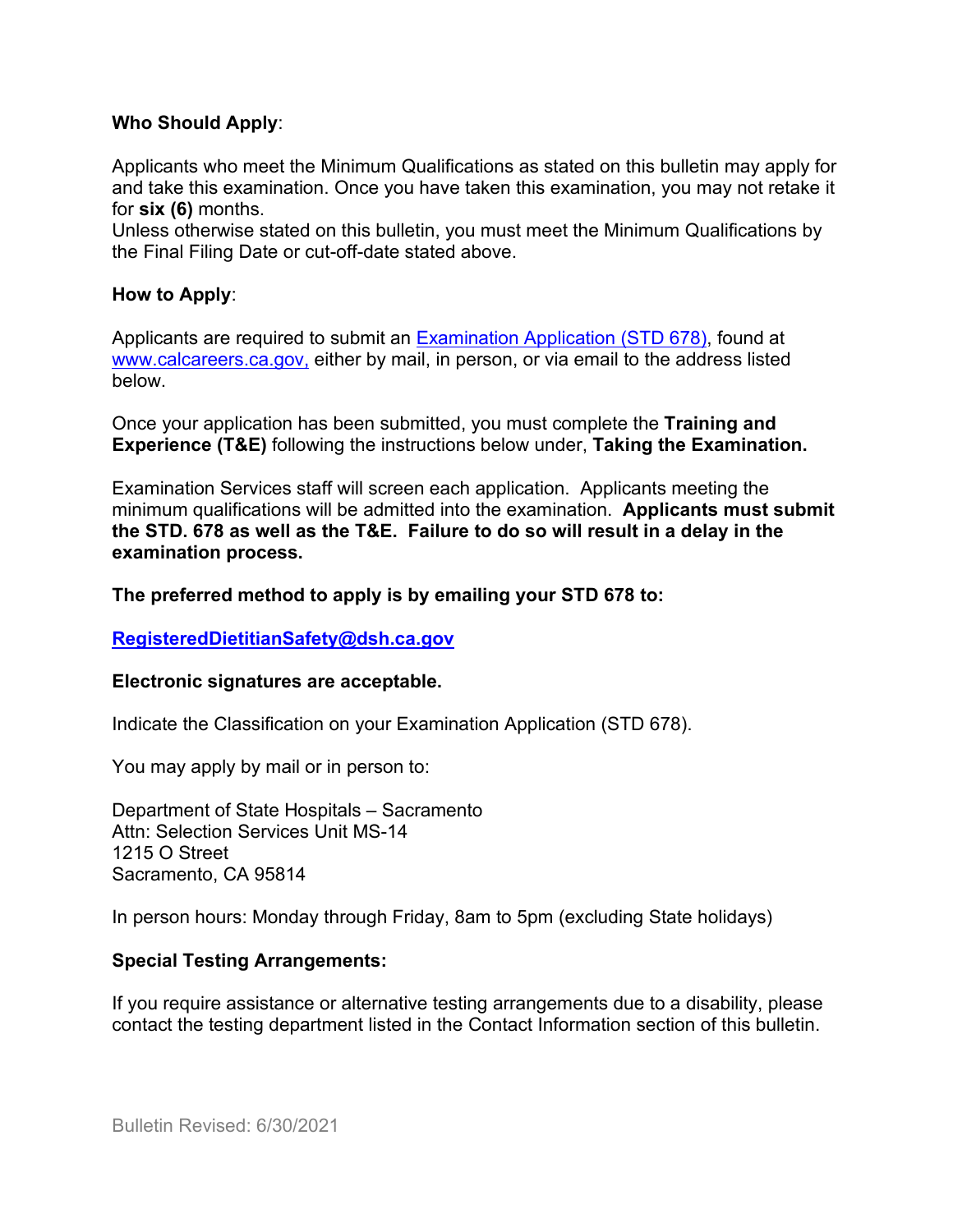**Who Should Apply**:

Applicants who meet the Minimum Qualifications as stated on this bulletin may apply for and take this examination. Once you have taken this examination, you may not retake it for **six (6)** months.
Unless otherwise stated on this bulletin, you must meet the Minimum Qualifications by the Final Filing Date or cut-off-date stated above.

**How to Apply**:

Applicants are required to submit an [Examination Application (STD 678)](), found at [www.calcareers.ca.gov,](http://www.calcareers.ca.gov) either by mail, in person, or via email to the address listed below.

Once your application has been submitted, you must complete the **Training and Experience (T&E)** following the instructions below under, **Taking the Examination.**

Examination Services staff will screen each application. Applicants meeting the minimum qualifications will be admitted into the examination. **Applicants must submit the STD. 678 as well as the T&E. Failure to do so will result in a delay in the examination process.**

**The preferred method to apply is by emailing your STD 678 to:**

**[RegisteredDietitianSafety@dsh.ca.gov](mailto:RegisteredDietitianSafety@dsh.ca.gov)**

**Electronic signatures are acceptable.**

Indicate the Classification on your Examination Application (STD 678).

You may apply by mail or in person to:

Department of State Hospitals – Sacramento
Attn: Selection Services Unit MS-14
1215 O Street
Sacramento, CA 95814

In person hours: Monday through Friday, 8am to 5pm (excluding State holidays)

**Special Testing Arrangements:**

If you require assistance or alternative testing arrangements due to a disability, please contact the testing department listed in the Contact Information section of this bulletin.

Bulletin Revised: 6/30/2021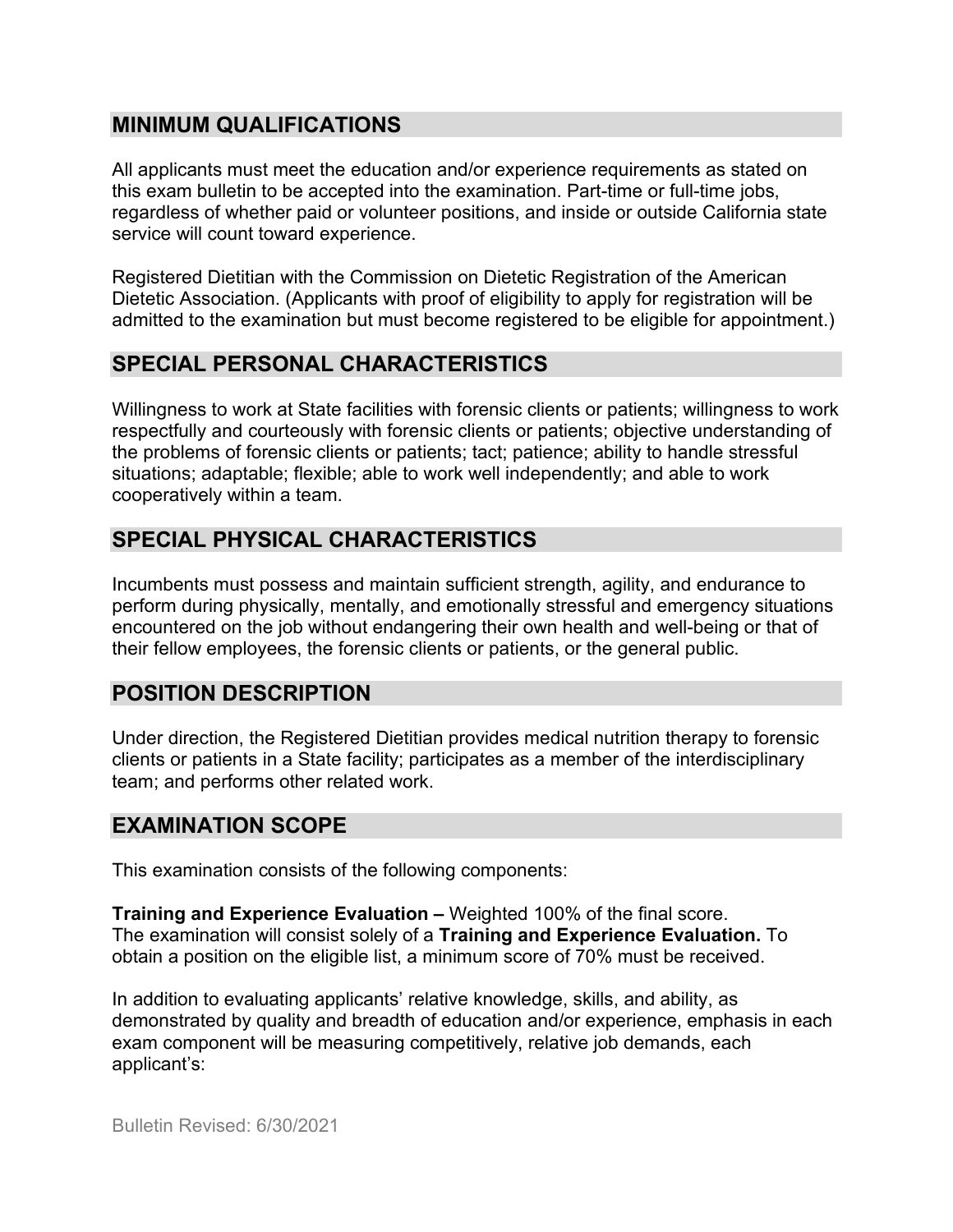## MINIMUM QUALIFICATIONS

All applicants must meet the education and/or experience requirements as stated on this exam bulletin to be accepted into the examination. Part-time or full-time jobs, regardless of whether paid or volunteer positions, and inside or outside California state service will count toward experience.

Registered Dietitian with the Commission on Dietetic Registration of the American Dietetic Association. (Applicants with proof of eligibility to apply for registration will be admitted to the examination but must become registered to be eligible for appointment.)

## SPECIAL PERSONAL CHARACTERISTICS

Willingness to work at State facilities with forensic clients or patients; willingness to work respectfully and courteously with forensic clients or patients; objective understanding of the problems of forensic clients or patients; tact; patience; ability to handle stressful situations; adaptable; flexible; able to work well independently; and able to work cooperatively within a team.

## SPECIAL PHYSICAL CHARACTERISTICS

Incumbents must possess and maintain sufficient strength, agility, and endurance to perform during physically, mentally, and emotionally stressful and emergency situations encountered on the job without endangering their own health and well-being or that of their fellow employees, the forensic clients or patients, or the general public.

## POSITION DESCRIPTION

Under direction, the Registered Dietitian provides medical nutrition therapy to forensic clients or patients in a State facility; participates as a member of the interdisciplinary team; and performs other related work.

## EXAMINATION SCOPE

This examination consists of the following components:

**Training and Experience Evaluation –** Weighted 100% of the final score.
The examination will consist solely of a **Training and Experience Evaluation.** To obtain a position on the eligible list, a minimum score of 70% must be received.

In addition to evaluating applicants' relative knowledge, skills, and ability, as demonstrated by quality and breadth of education and/or experience, emphasis in each exam component will be measuring competitively, relative job demands, each applicant's:

Bulletin Revised: 6/30/2021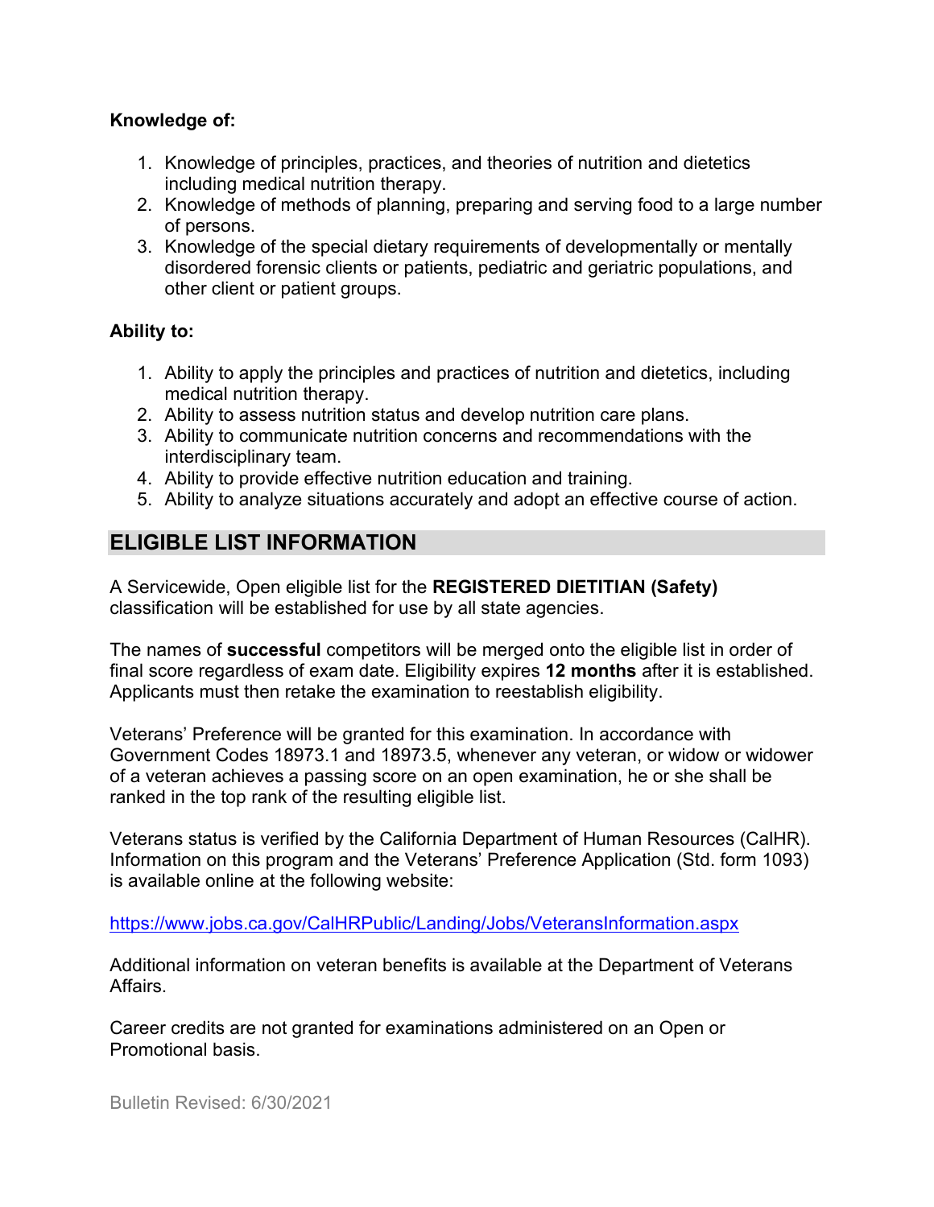**Knowledge of:**

1. Knowledge of principles, practices, and theories of nutrition and dietetics including medical nutrition therapy.
2. Knowledge of methods of planning, preparing and serving food to a large number of persons.
3. Knowledge of the special dietary requirements of developmentally or mentally disordered forensic clients or patients, pediatric and geriatric populations, and other client or patient groups.

**Ability to:**

1. Ability to apply the principles and practices of nutrition and dietetics, including medical nutrition therapy.
2. Ability to assess nutrition status and develop nutrition care plans.
3. Ability to communicate nutrition concerns and recommendations with the interdisciplinary team.
4. Ability to provide effective nutrition education and training.
5. Ability to analyze situations accurately and adopt an effective course of action.

## ELIGIBLE LIST INFORMATION

A Servicewide, Open eligible list for the **REGISTERED DIETITIAN (Safety)** classification will be established for use by all state agencies.

The names of **successful** competitors will be merged onto the eligible list in order of final score regardless of exam date. Eligibility expires **12 months** after it is established. Applicants must then retake the examination to reestablish eligibility.

Veterans' Preference will be granted for this examination. In accordance with Government Codes 18973.1 and 18973.5, whenever any veteran, or widow or widower of a veteran achieves a passing score on an open examination, he or she shall be ranked in the top rank of the resulting eligible list.

Veterans status is verified by the California Department of Human Resources (CalHR). Information on this program and the Veterans' Preference Application (Std. form 1093) is available online at the following website:

https://www.jobs.ca.gov/CalHRPublic/Landing/Jobs/VeteransInformation.aspx

Additional information on veteran benefits is available at the Department of Veterans Affairs.

Career credits are not granted for examinations administered on an Open or Promotional basis.

Bulletin Revised: 6/30/2021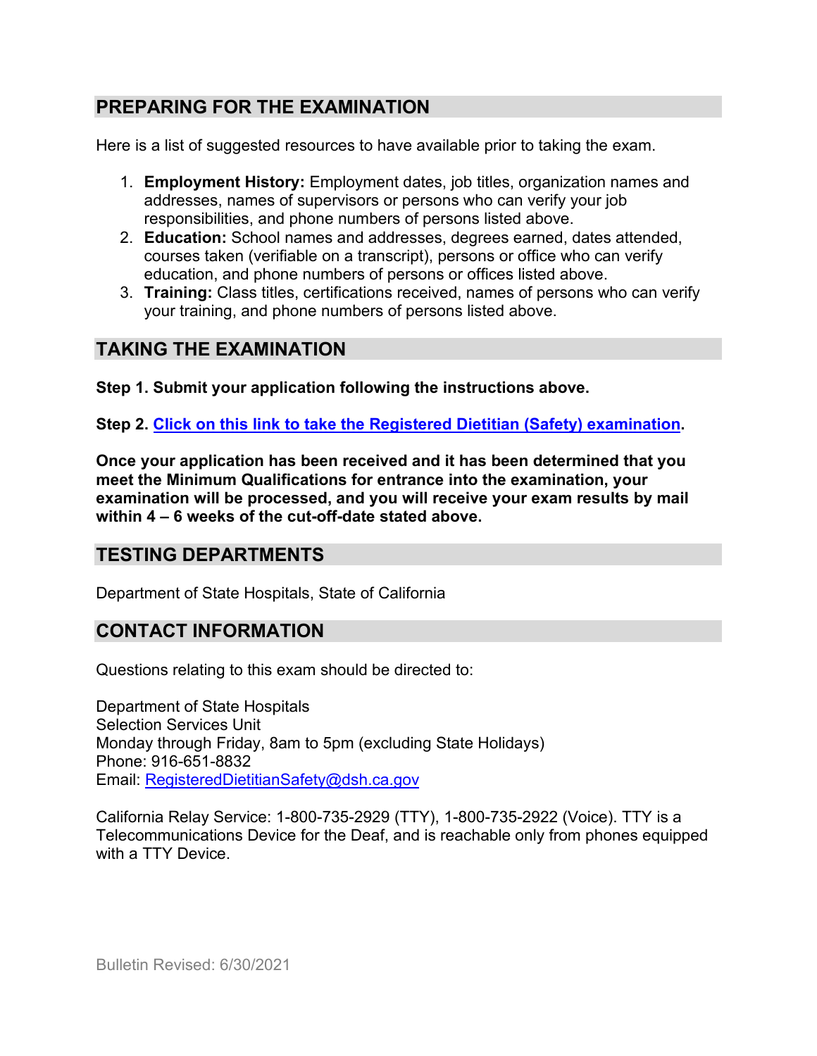## PREPARING FOR THE EXAMINATION

Here is a list of suggested resources to have available prior to taking the exam.

1. **Employment History:** Employment dates, job titles, organization names and addresses, names of supervisors or persons who can verify your job responsibilities, and phone numbers of persons listed above.
2. **Education:** School names and addresses, degrees earned, dates attended, courses taken (verifiable on a transcript), persons or office who can verify education, and phone numbers of persons or offices listed above.
3. **Training:** Class titles, certifications received, names of persons who can verify your training, and phone numbers of persons listed above.

## TAKING THE EXAMINATION

**Step 1. Submit your application following the instructions above.**

**Step 2. Click on this link to take the Registered Dietitian (Safety) examination.**

**Once your application has been received and it has been determined that you meet the Minimum Qualifications for entrance into the examination, your examination will be processed, and you will receive your exam results by mail within 4 – 6 weeks of the cut-off-date stated above.**

## TESTING DEPARTMENTS

Department of State Hospitals, State of California

## CONTACT INFORMATION

Questions relating to this exam should be directed to:

Department of State Hospitals
Selection Services Unit
Monday through Friday, 8am to 5pm (excluding State Holidays)
Phone: 916-651-8832
Email: RegisteredDietitianSafety@dsh.ca.gov

California Relay Service: 1-800-735-2929 (TTY), 1-800-735-2922 (Voice). TTY is a Telecommunications Device for the Deaf, and is reachable only from phones equipped with a TTY Device.

Bulletin Revised: 6/30/2021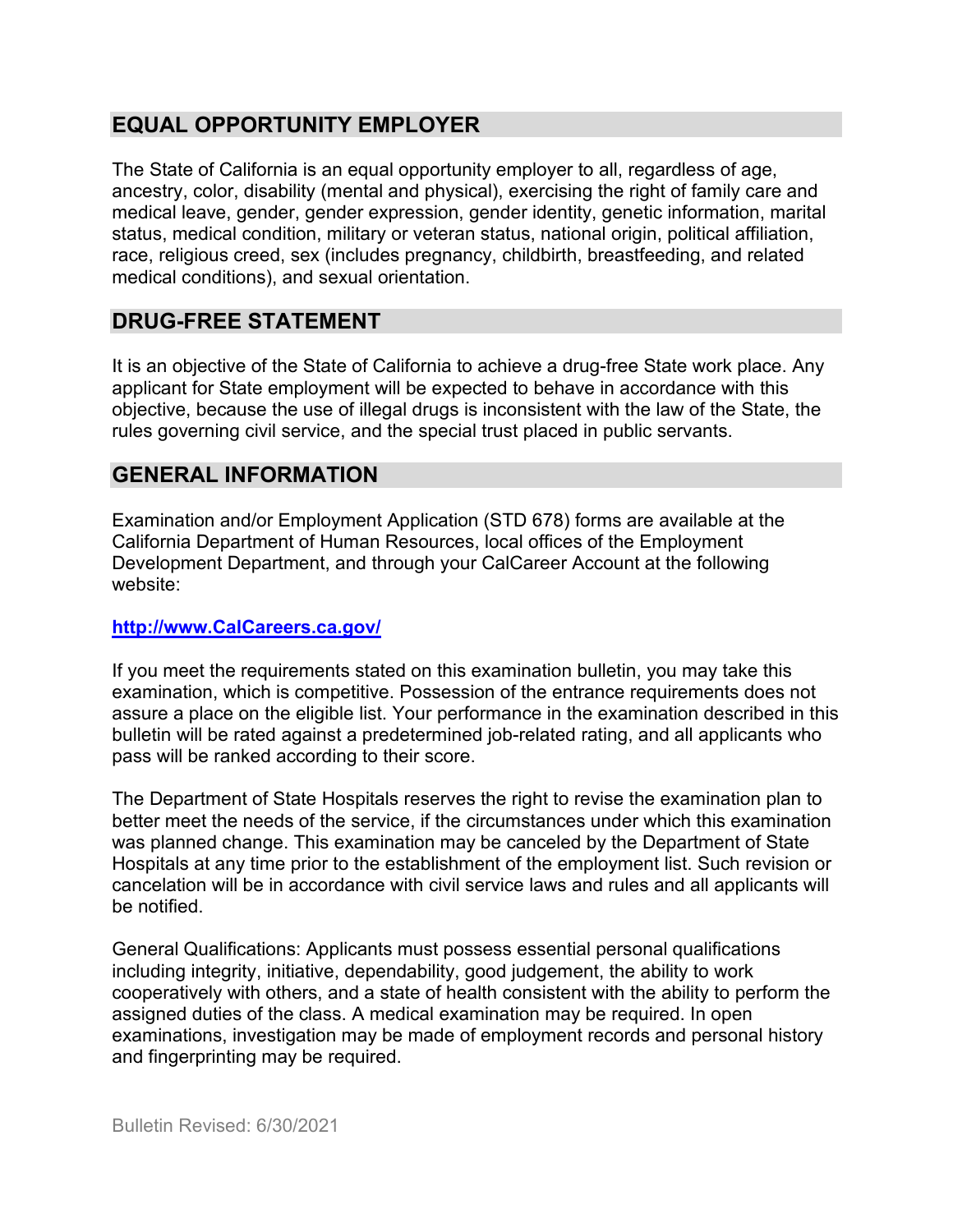## EQUAL OPPORTUNITY EMPLOYER

The State of California is an equal opportunity employer to all, regardless of age, ancestry, color, disability (mental and physical), exercising the right of family care and medical leave, gender, gender expression, gender identity, genetic information, marital status, medical condition, military or veteran status, national origin, political affiliation, race, religious creed, sex (includes pregnancy, childbirth, breastfeeding, and related medical conditions), and sexual orientation.

## DRUG-FREE STATEMENT

It is an objective of the State of California to achieve a drug-free State work place. Any applicant for State employment will be expected to behave in accordance with this objective, because the use of illegal drugs is inconsistent with the law of the State, the rules governing civil service, and the special trust placed in public servants.

## GENERAL INFORMATION

Examination and/or Employment Application (STD 678) forms are available at the California Department of Human Resources, local offices of the Employment Development Department, and through your CalCareer Account at the following website:

**http://www.CalCareers.ca.gov/**

If you meet the requirements stated on this examination bulletin, you may take this examination, which is competitive. Possession of the entrance requirements does not assure a place on the eligible list. Your performance in the examination described in this bulletin will be rated against a predetermined job-related rating, and all applicants who pass will be ranked according to their score.

The Department of State Hospitals reserves the right to revise the examination plan to better meet the needs of the service, if the circumstances under which this examination was planned change. This examination may be canceled by the Department of State Hospitals at any time prior to the establishment of the employment list. Such revision or cancelation will be in accordance with civil service laws and rules and all applicants will be notified.

General Qualifications: Applicants must possess essential personal qualifications including integrity, initiative, dependability, good judgement, the ability to work cooperatively with others, and a state of health consistent with the ability to perform the assigned duties of the class. A medical examination may be required. In open examinations, investigation may be made of employment records and personal history and fingerprinting may be required.

Bulletin Revised: 6/30/2021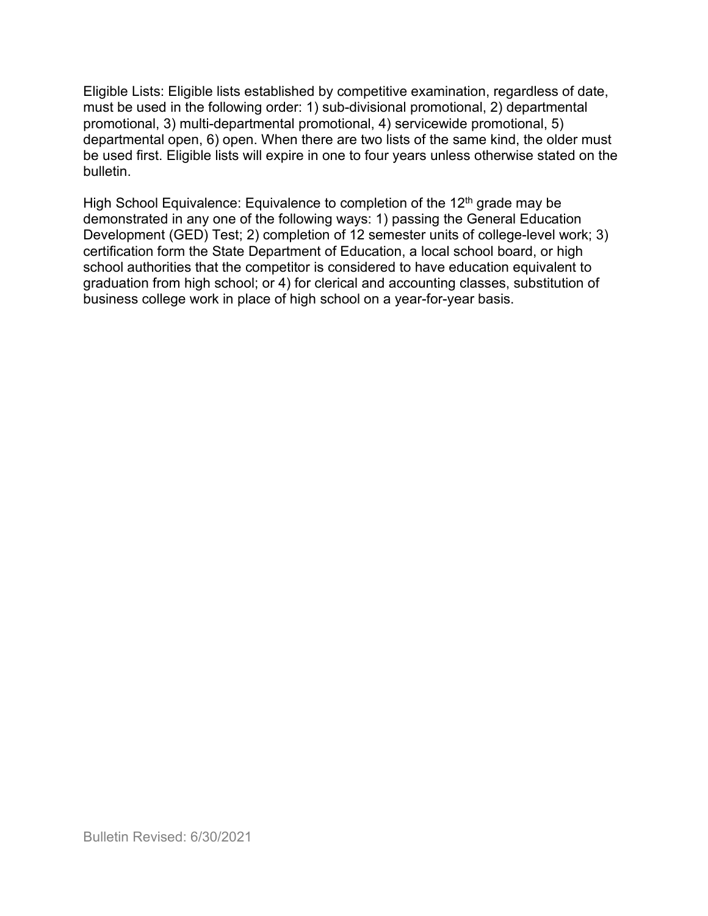Eligible Lists: Eligible lists established by competitive examination, regardless of date, must be used in the following order: 1) sub-divisional promotional, 2) departmental promotional, 3) multi-departmental promotional, 4) servicewide promotional, 5) departmental open, 6) open. When there are two lists of the same kind, the older must be used first. Eligible lists will expire in one to four years unless otherwise stated on the bulletin.

High School Equivalence: Equivalence to completion of the 12th grade may be demonstrated in any one of the following ways: 1) passing the General Education Development (GED) Test; 2) completion of 12 semester units of college-level work; 3) certification form the State Department of Education, a local school board, or high school authorities that the competitor is considered to have education equivalent to graduation from high school; or 4) for clerical and accounting classes, substitution of business college work in place of high school on a year-for-year basis.

Bulletin Revised: 6/30/2021